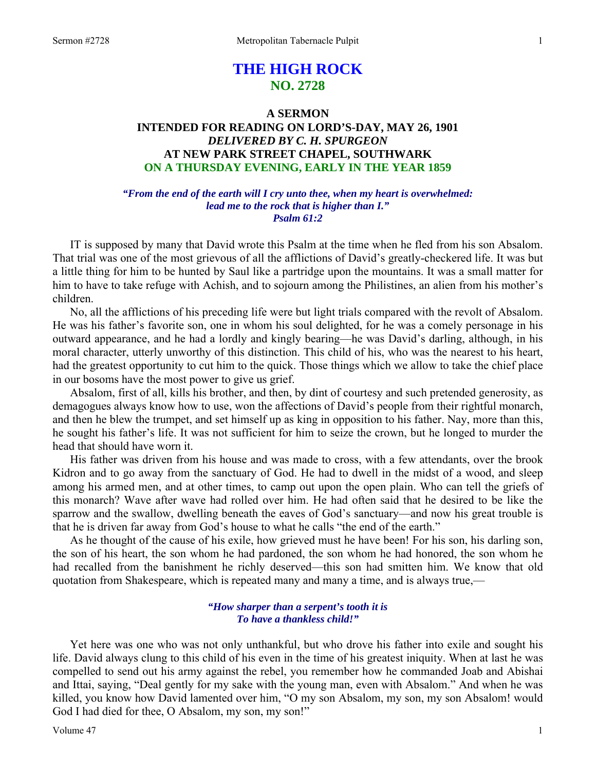# THE HIGH ROCK
## NO. 2728

### A SERMON
### INTENDED FOR READING ON LORD'S-DAY, MAY 26, 1901
### *DELIVERED BY C. H. SPURGEON*
### AT NEW PARK STREET CHAPEL, SOUTHWARK
### ON A THURSDAY EVENING, EARLY IN THE YEAR 1859

*"From the end of the earth will I cry unto thee, when my heart is overwhelmed: lead me to the rock that is higher than I."*
*Psalm 61:2*

IT is supposed by many that David wrote this Psalm at the time when he fled from his son Absalom. That trial was one of the most grievous of all the afflictions of David's greatly-checkered life. It was but a little thing for him to be hunted by Saul like a partridge upon the mountains. It was a small matter for him to have to take refuge with Achish, and to sojourn among the Philistines, an alien from his mother's children.

No, all the afflictions of his preceding life were but light trials compared with the revolt of Absalom. He was his father's favorite son, one in whom his soul delighted, for he was a comely personage in his outward appearance, and he had a lordly and kingly bearing—he was David's darling, although, in his moral character, utterly unworthy of this distinction. This child of his, who was the nearest to his heart, had the greatest opportunity to cut him to the quick. Those things which we allow to take the chief place in our bosoms have the most power to give us grief.

Absalom, first of all, kills his brother, and then, by dint of courtesy and such pretended generosity, as demagogues always know how to use, won the affections of David's people from their rightful monarch, and then he blew the trumpet, and set himself up as king in opposition to his father. Nay, more than this, he sought his father's life. It was not sufficient for him to seize the crown, but he longed to murder the head that should have worn it.

His father was driven from his house and was made to cross, with a few attendants, over the brook Kidron and to go away from the sanctuary of God. He had to dwell in the midst of a wood, and sleep among his armed men, and at other times, to camp out upon the open plain. Who can tell the griefs of this monarch? Wave after wave had rolled over him. He had often said that he desired to be like the sparrow and the swallow, dwelling beneath the eaves of God's sanctuary—and now his great trouble is that he is driven far away from God's house to what he calls "the end of the earth."

As he thought of the cause of his exile, how grieved must he have been! For his son, his darling son, the son of his heart, the son whom he had pardoned, the son whom he had honored, the son whom he had recalled from the banishment he richly deserved—this son had smitten him. We know that old quotation from Shakespeare, which is repeated many and many a time, and is always true,—

*"How sharper than a serpent's tooth it is*
*To have a thankless child!"*

Yet here was one who was not only unthankful, but who drove his father into exile and sought his life. David always clung to this child of his even in the time of his greatest iniquity. When at last he was compelled to send out his army against the rebel, you remember how he commanded Joab and Abishai and Ittai, saying, "Deal gently for my sake with the young man, even with Absalom." And when he was killed, you know how David lamented over him, "O my son Absalom, my son, my son Absalom! would God I had died for thee, O Absalom, my son, my son!"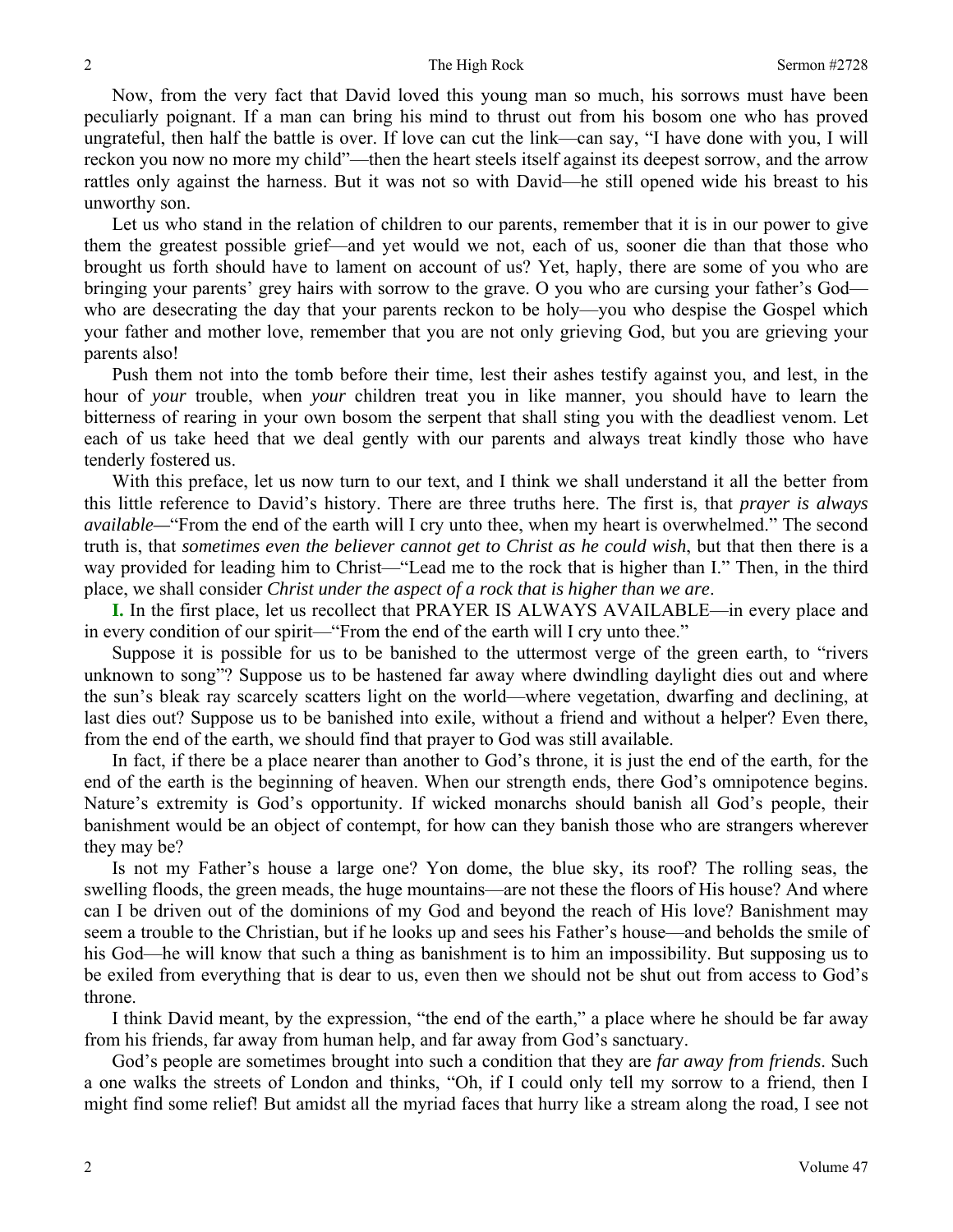Now, from the very fact that David loved this young man so much, his sorrows must have been peculiarly poignant. If a man can bring his mind to thrust out from his bosom one who has proved ungrateful, then half the battle is over. If love can cut the link—can say, "I have done with you, I will reckon you now no more my child"—then the heart steels itself against its deepest sorrow, and the arrow rattles only against the harness. But it was not so with David—he still opened wide his breast to his unworthy son.

Let us who stand in the relation of children to our parents, remember that it is in our power to give them the greatest possible grief—and yet would we not, each of us, sooner die than that those who brought us forth should have to lament on account of us? Yet, haply, there are some of you who are bringing your parents' grey hairs with sorrow to the grave. O you who are cursing your father's God—who are desecrating the day that your parents reckon to be holy—you who despise the Gospel which your father and mother love, remember that you are not only grieving God, but you are grieving your parents also!

Push them not into the tomb before their time, lest their ashes testify against you, and lest, in the hour of *your* trouble, when *your* children treat you in like manner, you should have to learn the bitterness of rearing in your own bosom the serpent that shall sting you with the deadliest venom. Let each of us take heed that we deal gently with our parents and always treat kindly those who have tenderly fostered us.

With this preface, let us now turn to our text, and I think we shall understand it all the better from this little reference to David's history. There are three truths here. The first is, that *prayer is always available*—"From the end of the earth will I cry unto thee, when my heart is overwhelmed." The second truth is, that *sometimes even the believer cannot get to Christ as he could wish*, but that then there is a way provided for leading him to Christ—"Lead me to the rock that is higher than I." Then, in the third place, we shall consider *Christ under the aspect of a rock that is higher than we are*.

**I.** In the first place, let us recollect that PRAYER IS ALWAYS AVAILABLE—in every place and in every condition of our spirit—"From the end of the earth will I cry unto thee."

Suppose it is possible for us to be banished to the uttermost verge of the green earth, to "rivers unknown to song"? Suppose us to be hastened far away where dwindling daylight dies out and where the sun's bleak ray scarcely scatters light on the world—where vegetation, dwarfing and declining, at last dies out? Suppose us to be banished into exile, without a friend and without a helper? Even there, from the end of the earth, we should find that prayer to God was still available.

In fact, if there be a place nearer than another to God's throne, it is just the end of the earth, for the end of the earth is the beginning of heaven. When our strength ends, there God's omnipotence begins. Nature's extremity is God's opportunity. If wicked monarchs should banish all God's people, their banishment would be an object of contempt, for how can they banish those who are strangers wherever they may be?

Is not my Father's house a large one? Yon dome, the blue sky, its roof? The rolling seas, the swelling floods, the green meads, the huge mountains—are not these the floors of His house? And where can I be driven out of the dominions of my God and beyond the reach of His love? Banishment may seem a trouble to the Christian, but if he looks up and sees his Father's house—and beholds the smile of his God—he will know that such a thing as banishment is to him an impossibility. But supposing us to be exiled from everything that is dear to us, even then we should not be shut out from access to God's throne.

I think David meant, by the expression, "the end of the earth," a place where he should be far away from his friends, far away from human help, and far away from God's sanctuary.

God's people are sometimes brought into such a condition that they are *far away from friends*. Such a one walks the streets of London and thinks, "Oh, if I could only tell my sorrow to a friend, then I might find some relief! But amidst all the myriad faces that hurry like a stream along the road, I see not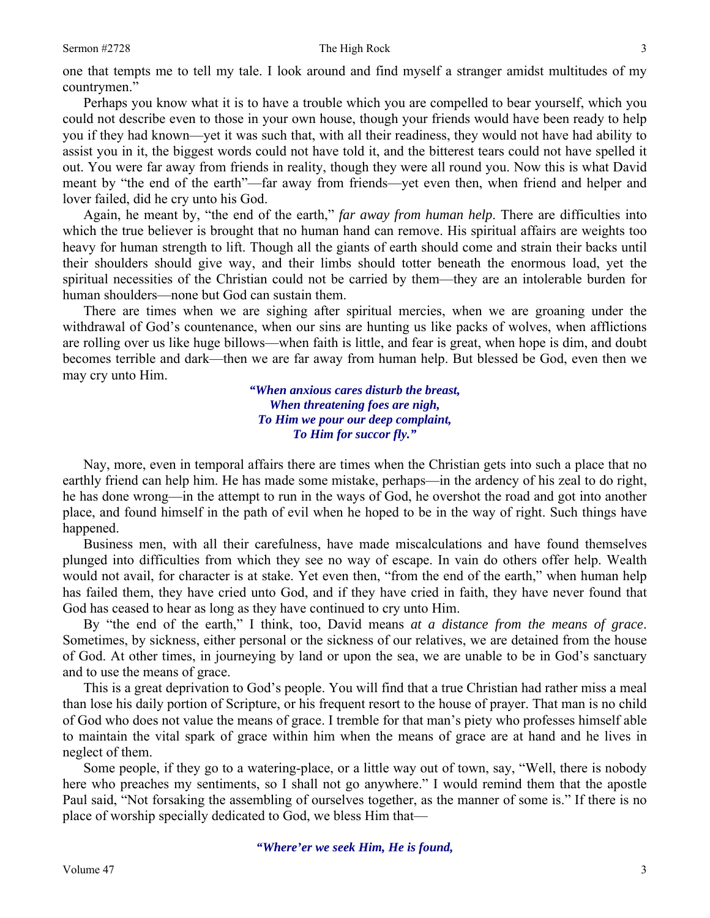one that tempts me to tell my tale. I look around and find myself a stranger amidst multitudes of my countrymen."

Perhaps you know what it is to have a trouble which you are compelled to bear yourself, which you could not describe even to those in your own house, though your friends would have been ready to help you if they had known—yet it was such that, with all their readiness, they would not have had ability to assist you in it, the biggest words could not have told it, and the bitterest tears could not have spelled it out. You were far away from friends in reality, though they were all round you. Now this is what David meant by "the end of the earth"—far away from friends—yet even then, when friend and helper and lover failed, did he cry unto his God.

Again, he meant by, "the end of the earth," *far away from human help*. There are difficulties into which the true believer is brought that no human hand can remove. His spiritual affairs are weights too heavy for human strength to lift. Though all the giants of earth should come and strain their backs until their shoulders should give way, and their limbs should totter beneath the enormous load, yet the spiritual necessities of the Christian could not be carried by them—they are an intolerable burden for human shoulders—none but God can sustain them.

There are times when we are sighing after spiritual mercies, when we are groaning under the withdrawal of God's countenance, when our sins are hunting us like packs of wolves, when afflictions are rolling over us like huge billows—when faith is little, and fear is great, when hope is dim, and doubt becomes terrible and dark—then we are far away from human help. But blessed be God, even then we may cry unto Him.

> ***"When anxious cares disturb the breast,***
> ***When threatening foes are nigh,***
> ***To Him we pour our deep complaint,***
> ***To Him for succor fly."***

Nay, more, even in temporal affairs there are times when the Christian gets into such a place that no earthly friend can help him. He has made some mistake, perhaps—in the ardency of his zeal to do right, he has done wrong—in the attempt to run in the ways of God, he overshot the road and got into another place, and found himself in the path of evil when he hoped to be in the way of right. Such things have happened.

Business men, with all their carefulness, have made miscalculations and have found themselves plunged into difficulties from which they see no way of escape. In vain do others offer help. Wealth would not avail, for character is at stake. Yet even then, "from the end of the earth," when human help has failed them, they have cried unto God, and if they have cried in faith, they have never found that God has ceased to hear as long as they have continued to cry unto Him.

By "the end of the earth," I think, too, David means *at a distance from the means of grace*. Sometimes, by sickness, either personal or the sickness of our relatives, we are detained from the house of God. At other times, in journeying by land or upon the sea, we are unable to be in God's sanctuary and to use the means of grace.

This is a great deprivation to God's people. You will find that a true Christian had rather miss a meal than lose his daily portion of Scripture, or his frequent resort to the house of prayer. That man is no child of God who does not value the means of grace. I tremble for that man's piety who professes himself able to maintain the vital spark of grace within him when the means of grace are at hand and he lives in neglect of them.

Some people, if they go to a watering-place, or a little way out of town, say, "Well, there is nobody here who preaches my sentiments, so I shall not go anywhere." I would remind them that the apostle Paul said, "Not forsaking the assembling of ourselves together, as the manner of some is." If there is no place of worship specially dedicated to God, we bless Him that—

> ***"Where'er we seek Him, He is found,***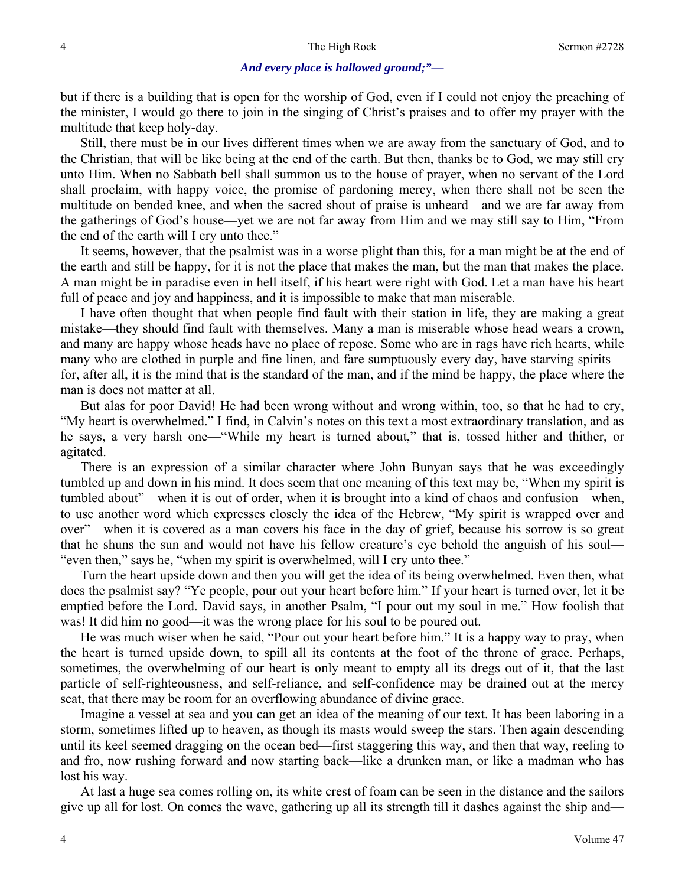***And every place is hallowed ground;"—***

but if there is a building that is open for the worship of God, even if I could not enjoy the preaching of the minister, I would go there to join in the singing of Christ's praises and to offer my prayer with the multitude that keep holy-day.

Still, there must be in our lives different times when we are away from the sanctuary of God, and to the Christian, that will be like being at the end of the earth. But then, thanks be to God, we may still cry unto Him. When no Sabbath bell shall summon us to the house of prayer, when no servant of the Lord shall proclaim, with happy voice, the promise of pardoning mercy, when there shall not be seen the multitude on bended knee, and when the sacred shout of praise is unheard—and we are far away from the gatherings of God's house—yet we are not far away from Him and we may still say to Him, "From the end of the earth will I cry unto thee."

It seems, however, that the psalmist was in a worse plight than this, for a man might be at the end of the earth and still be happy, for it is not the place that makes the man, but the man that makes the place. A man might be in paradise even in hell itself, if his heart were right with God. Let a man have his heart full of peace and joy and happiness, and it is impossible to make that man miserable.

I have often thought that when people find fault with their station in life, they are making a great mistake—they should find fault with themselves. Many a man is miserable whose head wears a crown, and many are happy whose heads have no place of repose. Some who are in rags have rich hearts, while many who are clothed in purple and fine linen, and fare sumptuously every day, have starving spirits—for, after all, it is the mind that is the standard of the man, and if the mind be happy, the place where the man is does not matter at all.

But alas for poor David! He had been wrong without and wrong within, too, so that he had to cry, "My heart is overwhelmed." I find, in Calvin's notes on this text a most extraordinary translation, and as he says, a very harsh one—"While my heart is turned about," that is, tossed hither and thither, or agitated.

There is an expression of a similar character where John Bunyan says that he was exceedingly tumbled up and down in his mind. It does seem that one meaning of this text may be, "When my spirit is tumbled about"—when it is out of order, when it is brought into a kind of chaos and confusion—when, to use another word which expresses closely the idea of the Hebrew, "My spirit is wrapped over and over"—when it is covered as a man covers his face in the day of grief, because his sorrow is so great that he shuns the sun and would not have his fellow creature's eye behold the anguish of his soul—"even then," says he, "when my spirit is overwhelmed, will I cry unto thee."

Turn the heart upside down and then you will get the idea of its being overwhelmed. Even then, what does the psalmist say? "Ye people, pour out your heart before him." If your heart is turned over, let it be emptied before the Lord. David says, in another Psalm, "I pour out my soul in me." How foolish that was! It did him no good—it was the wrong place for his soul to be poured out.

He was much wiser when he said, "Pour out your heart before him." It is a happy way to pray, when the heart is turned upside down, to spill all its contents at the foot of the throne of grace. Perhaps, sometimes, the overwhelming of our heart is only meant to empty all its dregs out of it, that the last particle of self-righteousness, and self-reliance, and self-confidence may be drained out at the mercy seat, that there may be room for an overflowing abundance of divine grace.

Imagine a vessel at sea and you can get an idea of the meaning of our text. It has been laboring in a storm, sometimes lifted up to heaven, as though its masts would sweep the stars. Then again descending until its keel seemed dragging on the ocean bed—first staggering this way, and then that way, reeling to and fro, now rushing forward and now starting back—like a drunken man, or like a madman who has lost his way.

At last a huge sea comes rolling on, its white crest of foam can be seen in the distance and the sailors give up all for lost. On comes the wave, gathering up all its strength till it dashes against the ship and—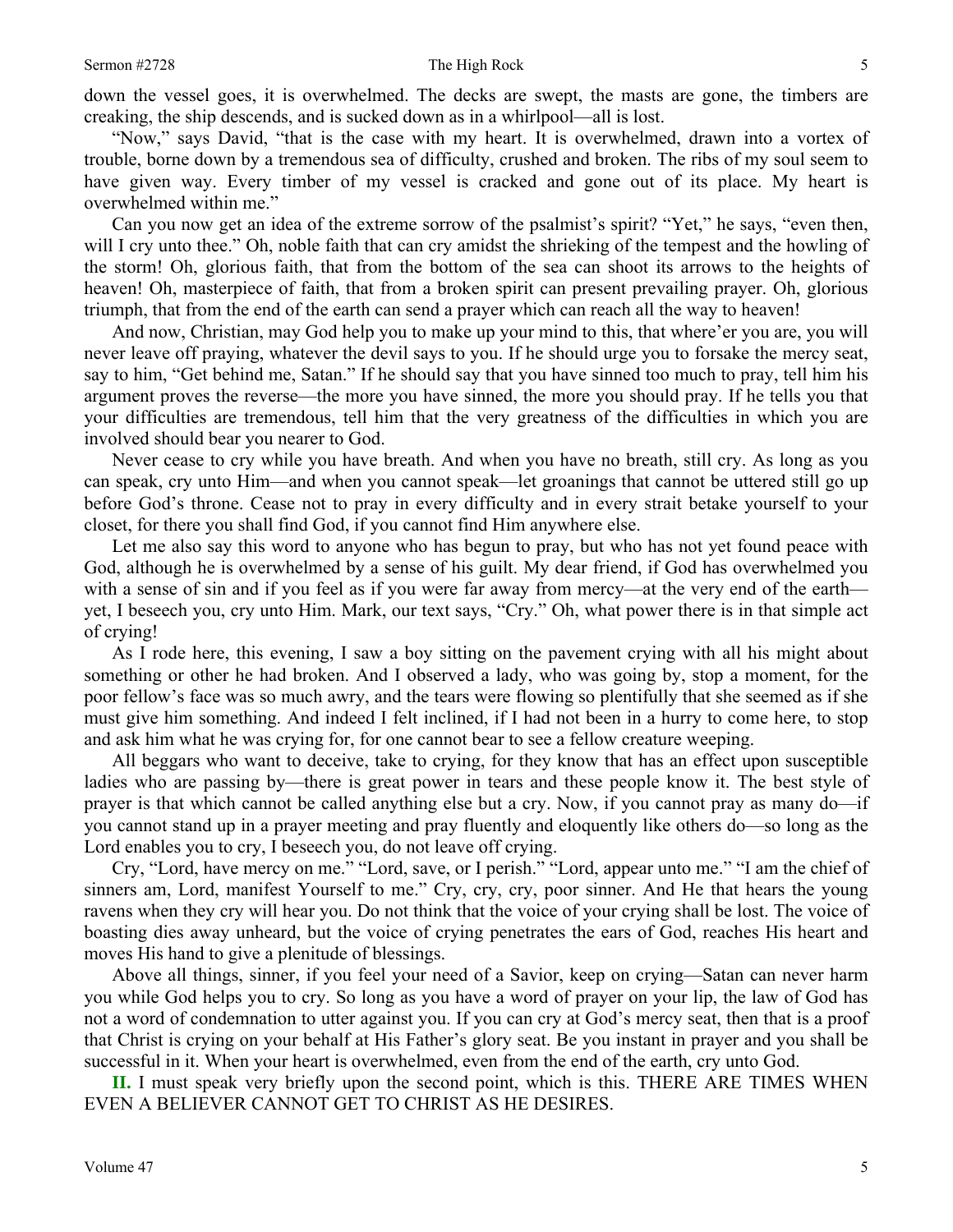down the vessel goes, it is overwhelmed. The decks are swept, the masts are gone, the timbers are creaking, the ship descends, and is sucked down as in a whirlpool—all is lost.

"Now," says David, "that is the case with my heart. It is overwhelmed, drawn into a vortex of trouble, borne down by a tremendous sea of difficulty, crushed and broken. The ribs of my soul seem to have given way. Every timber of my vessel is cracked and gone out of its place. My heart is overwhelmed within me."

Can you now get an idea of the extreme sorrow of the psalmist's spirit? "Yet," he says, "even then, will I cry unto thee." Oh, noble faith that can cry amidst the shrieking of the tempest and the howling of the storm! Oh, glorious faith, that from the bottom of the sea can shoot its arrows to the heights of heaven! Oh, masterpiece of faith, that from a broken spirit can present prevailing prayer. Oh, glorious triumph, that from the end of the earth can send a prayer which can reach all the way to heaven!

And now, Christian, may God help you to make up your mind to this, that where'er you are, you will never leave off praying, whatever the devil says to you. If he should urge you to forsake the mercy seat, say to him, "Get behind me, Satan." If he should say that you have sinned too much to pray, tell him his argument proves the reverse—the more you have sinned, the more you should pray. If he tells you that your difficulties are tremendous, tell him that the very greatness of the difficulties in which you are involved should bear you nearer to God.

Never cease to cry while you have breath. And when you have no breath, still cry. As long as you can speak, cry unto Him—and when you cannot speak—let groanings that cannot be uttered still go up before God's throne. Cease not to pray in every difficulty and in every strait betake yourself to your closet, for there you shall find God, if you cannot find Him anywhere else.

Let me also say this word to anyone who has begun to pray, but who has not yet found peace with God, although he is overwhelmed by a sense of his guilt. My dear friend, if God has overwhelmed you with a sense of sin and if you feel as if you were far away from mercy—at the very end of the earth—yet, I beseech you, cry unto Him. Mark, our text says, "Cry." Oh, what power there is in that simple act of crying!

As I rode here, this evening, I saw a boy sitting on the pavement crying with all his might about something or other he had broken. And I observed a lady, who was going by, stop a moment, for the poor fellow's face was so much awry, and the tears were flowing so plentifully that she seemed as if she must give him something. And indeed I felt inclined, if I had not been in a hurry to come here, to stop and ask him what he was crying for, for one cannot bear to see a fellow creature weeping.

All beggars who want to deceive, take to crying, for they know that has an effect upon susceptible ladies who are passing by—there is great power in tears and these people know it. The best style of prayer is that which cannot be called anything else but a cry. Now, if you cannot pray as many do—if you cannot stand up in a prayer meeting and pray fluently and eloquently like others do—so long as the Lord enables you to cry, I beseech you, do not leave off crying.

Cry, "Lord, have mercy on me." "Lord, save, or I perish." "Lord, appear unto me." "I am the chief of sinners am, Lord, manifest Yourself to me." Cry, cry, cry, poor sinner. And He that hears the young ravens when they cry will hear you. Do not think that the voice of your crying shall be lost. The voice of boasting dies away unheard, but the voice of crying penetrates the ears of God, reaches His heart and moves His hand to give a plenitude of blessings.

Above all things, sinner, if you feel your need of a Savior, keep on crying—Satan can never harm you while God helps you to cry. So long as you have a word of prayer on your lip, the law of God has not a word of condemnation to utter against you. If you can cry at God's mercy seat, then that is a proof that Christ is crying on your behalf at His Father's glory seat. Be you instant in prayer and you shall be successful in it. When your heart is overwhelmed, even from the end of the earth, cry unto God.

**II.** I must speak very briefly upon the second point, which is this. THERE ARE TIMES WHEN EVEN A BELIEVER CANNOT GET TO CHRIST AS HE DESIRES.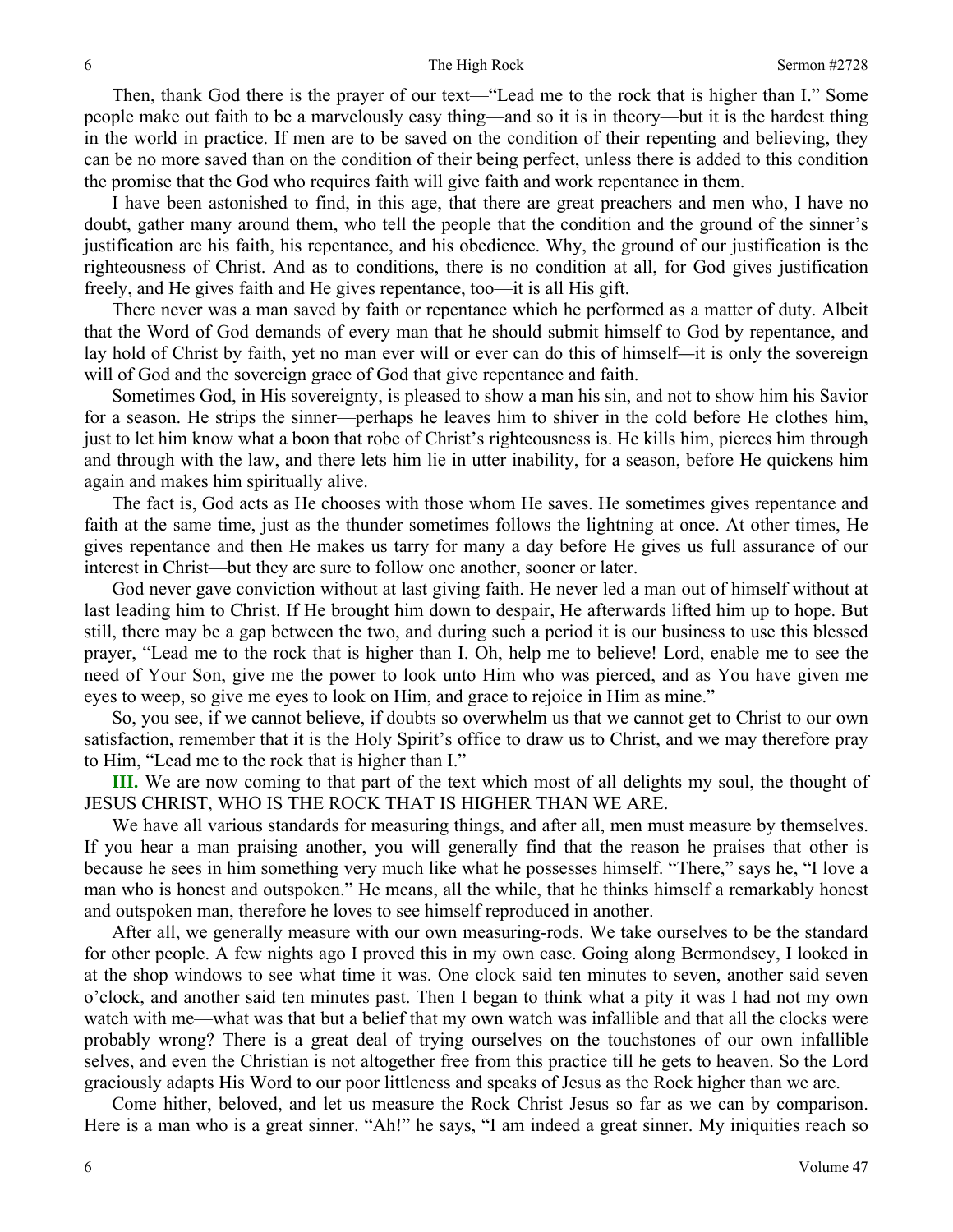Then, thank God there is the prayer of our text—"Lead me to the rock that is higher than I." Some people make out faith to be a marvelously easy thing—and so it is in theory—but it is the hardest thing in the world in practice. If men are to be saved on the condition of their repenting and believing, they can be no more saved than on the condition of their being perfect, unless there is added to this condition the promise that the God who requires faith will give faith and work repentance in them.

I have been astonished to find, in this age, that there are great preachers and men who, I have no doubt, gather many around them, who tell the people that the condition and the ground of the sinner's justification are his faith, his repentance, and his obedience. Why, the ground of our justification is the righteousness of Christ. And as to conditions, there is no condition at all, for God gives justification freely, and He gives faith and He gives repentance, too—it is all His gift.

There never was a man saved by faith or repentance which he performed as a matter of duty. Albeit that the Word of God demands of every man that he should submit himself to God by repentance, and lay hold of Christ by faith, yet no man ever will or ever can do this of himself—it is only the sovereign will of God and the sovereign grace of God that give repentance and faith.

Sometimes God, in His sovereignty, is pleased to show a man his sin, and not to show him his Savior for a season. He strips the sinner—perhaps he leaves him to shiver in the cold before He clothes him, just to let him know what a boon that robe of Christ's righteousness is. He kills him, pierces him through and through with the law, and there lets him lie in utter inability, for a season, before He quickens him again and makes him spiritually alive.

The fact is, God acts as He chooses with those whom He saves. He sometimes gives repentance and faith at the same time, just as the thunder sometimes follows the lightning at once. At other times, He gives repentance and then He makes us tarry for many a day before He gives us full assurance of our interest in Christ—but they are sure to follow one another, sooner or later.

God never gave conviction without at last giving faith. He never led a man out of himself without at last leading him to Christ. If He brought him down to despair, He afterwards lifted him up to hope. But still, there may be a gap between the two, and during such a period it is our business to use this blessed prayer, "Lead me to the rock that is higher than I. Oh, help me to believe! Lord, enable me to see the need of Your Son, give me the power to look unto Him who was pierced, and as You have given me eyes to weep, so give me eyes to look on Him, and grace to rejoice in Him as mine."

So, you see, if we cannot believe, if doubts so overwhelm us that we cannot get to Christ to our own satisfaction, remember that it is the Holy Spirit's office to draw us to Christ, and we may therefore pray to Him, "Lead me to the rock that is higher than I."

**III.** We are now coming to that part of the text which most of all delights my soul, the thought of JESUS CHRIST, WHO IS THE ROCK THAT IS HIGHER THAN WE ARE.

We have all various standards for measuring things, and after all, men must measure by themselves. If you hear a man praising another, you will generally find that the reason he praises that other is because he sees in him something very much like what he possesses himself. "There," says he, "I love a man who is honest and outspoken." He means, all the while, that he thinks himself a remarkably honest and outspoken man, therefore he loves to see himself reproduced in another.

After all, we generally measure with our own measuring-rods. We take ourselves to be the standard for other people. A few nights ago I proved this in my own case. Going along Bermondsey, I looked in at the shop windows to see what time it was. One clock said ten minutes to seven, another said seven o'clock, and another said ten minutes past. Then I began to think what a pity it was I had not my own watch with me—what was that but a belief that my own watch was infallible and that all the clocks were probably wrong? There is a great deal of trying ourselves on the touchstones of our own infallible selves, and even the Christian is not altogether free from this practice till he gets to heaven. So the Lord graciously adapts His Word to our poor littleness and speaks of Jesus as the Rock higher than we are.

Come hither, beloved, and let us measure the Rock Christ Jesus so far as we can by comparison. Here is a man who is a great sinner. "Ah!" he says, "I am indeed a great sinner. My iniquities reach so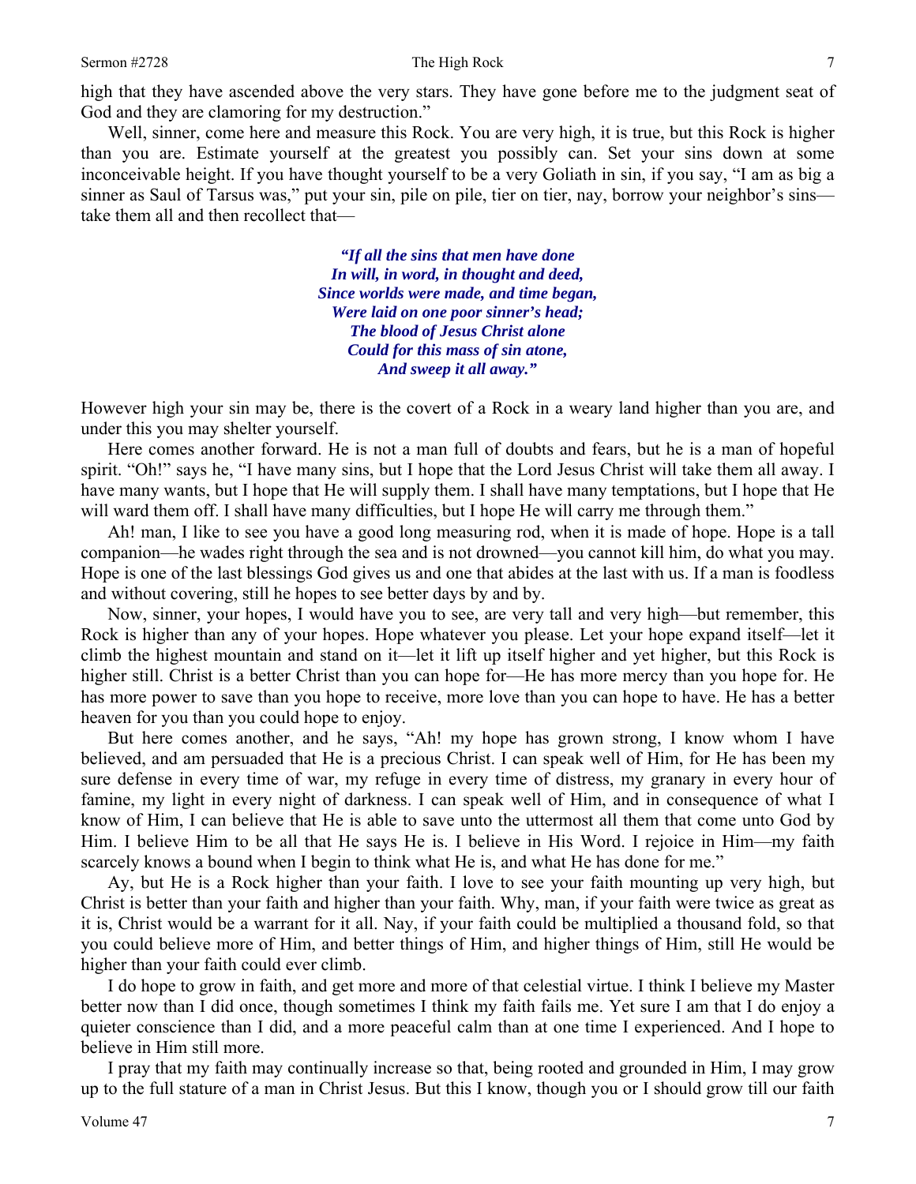high that they have ascended above the very stars. They have gone before me to the judgment seat of God and they are clamoring for my destruction."

Well, sinner, come here and measure this Rock. You are very high, it is true, but this Rock is higher than you are. Estimate yourself at the greatest you possibly can. Set your sins down at some inconceivable height. If you have thought yourself to be a very Goliath in sin, if you say, "I am as big a sinner as Saul of Tarsus was," put your sin, pile on pile, tier on tier, nay, borrow your neighbor's sins—take them all and then recollect that—

> ***"If all the sins that men have done***
> ***In will, in word, in thought and deed,***
> ***Since worlds were made, and time began,***
> ***Were laid on one poor sinner's head;***
> ***The blood of Jesus Christ alone***
> ***Could for this mass of sin atone,***
> ***And sweep it all away."***

However high your sin may be, there is the covert of a Rock in a weary land higher than you are, and under this you may shelter yourself.

Here comes another forward. He is not a man full of doubts and fears, but he is a man of hopeful spirit. "Oh!" says he, "I have many sins, but I hope that the Lord Jesus Christ will take them all away. I have many wants, but I hope that He will supply them. I shall have many temptations, but I hope that He will ward them off. I shall have many difficulties, but I hope He will carry me through them."

Ah! man, I like to see you have a good long measuring rod, when it is made of hope. Hope is a tall companion—he wades right through the sea and is not drowned—you cannot kill him, do what you may. Hope is one of the last blessings God gives us and one that abides at the last with us. If a man is foodless and without covering, still he hopes to see better days by and by.

Now, sinner, your hopes, I would have you to see, are very tall and very high—but remember, this Rock is higher than any of your hopes. Hope whatever you please. Let your hope expand itself—let it climb the highest mountain and stand on it—let it lift up itself higher and yet higher, but this Rock is higher still. Christ is a better Christ than you can hope for—He has more mercy than you hope for. He has more power to save than you hope to receive, more love than you can hope to have. He has a better heaven for you than you could hope to enjoy.

But here comes another, and he says, "Ah! my hope has grown strong, I know whom I have believed, and am persuaded that He is a precious Christ. I can speak well of Him, for He has been my sure defense in every time of war, my refuge in every time of distress, my granary in every hour of famine, my light in every night of darkness. I can speak well of Him, and in consequence of what I know of Him, I can believe that He is able to save unto the uttermost all them that come unto God by Him. I believe Him to be all that He says He is. I believe in His Word. I rejoice in Him—my faith scarcely knows a bound when I begin to think what He is, and what He has done for me."

Ay, but He is a Rock higher than your faith. I love to see your faith mounting up very high, but Christ is better than your faith and higher than your faith. Why, man, if your faith were twice as great as it is, Christ would be a warrant for it all. Nay, if your faith could be multiplied a thousand fold, so that you could believe more of Him, and better things of Him, and higher things of Him, still He would be higher than your faith could ever climb.

I do hope to grow in faith, and get more and more of that celestial virtue. I think I believe my Master better now than I did once, though sometimes I think my faith fails me. Yet sure I am that I do enjoy a quieter conscience than I did, and a more peaceful calm than at one time I experienced. And I hope to believe in Him still more.

I pray that my faith may continually increase so that, being rooted and grounded in Him, I may grow up to the full stature of a man in Christ Jesus. But this I know, though you or I should grow till our faith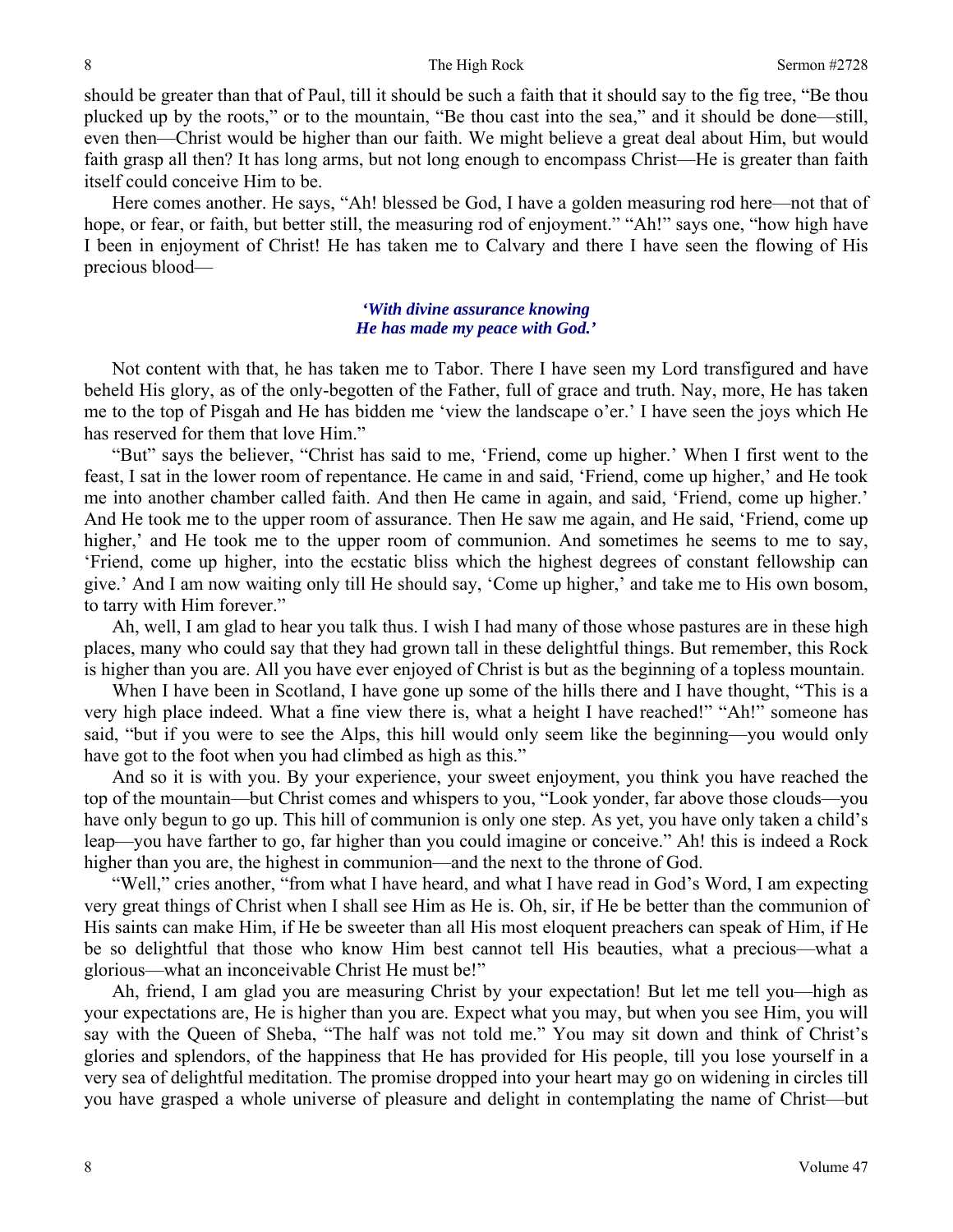should be greater than that of Paul, till it should be such a faith that it should say to the fig tree, "Be thou plucked up by the roots," or to the mountain, "Be thou cast into the sea," and it should be done—still, even then—Christ would be higher than our faith. We might believe a great deal about Him, but would faith grasp all then? It has long arms, but not long enough to encompass Christ—He is greater than faith itself could conceive Him to be.

Here comes another. He says, "Ah! blessed be God, I have a golden measuring rod here—not that of hope, or fear, or faith, but better still, the measuring rod of enjoyment." "Ah!" says one, "how high have I been in enjoyment of Christ! He has taken me to Calvary and there I have seen the flowing of His precious blood—

*'With divine assurance knowing*
*He has made my peace with God.'*

Not content with that, he has taken me to Tabor. There I have seen my Lord transfigured and have beheld His glory, as of the only-begotten of the Father, full of grace and truth. Nay, more, He has taken me to the top of Pisgah and He has bidden me 'view the landscape o'er.' I have seen the joys which He has reserved for them that love Him."

"But" says the believer, "Christ has said to me, 'Friend, come up higher.' When I first went to the feast, I sat in the lower room of repentance. He came in and said, 'Friend, come up higher,' and He took me into another chamber called faith. And then He came in again, and said, 'Friend, come up higher.' And He took me to the upper room of assurance. Then He saw me again, and He said, 'Friend, come up higher,' and He took me to the upper room of communion. And sometimes he seems to me to say, 'Friend, come up higher, into the ecstatic bliss which the highest degrees of constant fellowship can give.' And I am now waiting only till He should say, 'Come up higher,' and take me to His own bosom, to tarry with Him forever."

Ah, well, I am glad to hear you talk thus. I wish I had many of those whose pastures are in these high places, many who could say that they had grown tall in these delightful things. But remember, this Rock is higher than you are. All you have ever enjoyed of Christ is but as the beginning of a topless mountain.

When I have been in Scotland, I have gone up some of the hills there and I have thought, "This is a very high place indeed. What a fine view there is, what a height I have reached!" "Ah!" someone has said, "but if you were to see the Alps, this hill would only seem like the beginning—you would only have got to the foot when you had climbed as high as this."

And so it is with you. By your experience, your sweet enjoyment, you think you have reached the top of the mountain—but Christ comes and whispers to you, "Look yonder, far above those clouds—you have only begun to go up. This hill of communion is only one step. As yet, you have only taken a child's leap—you have farther to go, far higher than you could imagine or conceive." Ah! this is indeed a Rock higher than you are, the highest in communion—and the next to the throne of God.

"Well," cries another, "from what I have heard, and what I have read in God's Word, I am expecting very great things of Christ when I shall see Him as He is. Oh, sir, if He be better than the communion of His saints can make Him, if He be sweeter than all His most eloquent preachers can speak of Him, if He be so delightful that those who know Him best cannot tell His beauties, what a precious—what a glorious—what an inconceivable Christ He must be!"

Ah, friend, I am glad you are measuring Christ by your expectation! But let me tell you—high as your expectations are, He is higher than you are. Expect what you may, but when you see Him, you will say with the Queen of Sheba, "The half was not told me." You may sit down and think of Christ's glories and splendors, of the happiness that He has provided for His people, till you lose yourself in a very sea of delightful meditation. The promise dropped into your heart may go on widening in circles till you have grasped a whole universe of pleasure and delight in contemplating the name of Christ—but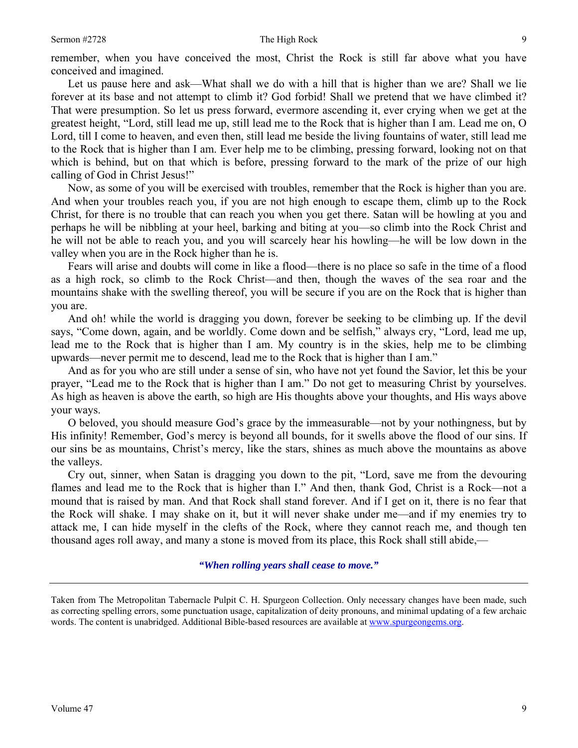remember, when you have conceived the most, Christ the Rock is still far above what you have conceived and imagined.

Let us pause here and ask—What shall we do with a hill that is higher than we are? Shall we lie forever at its base and not attempt to climb it? God forbid! Shall we pretend that we have climbed it? That were presumption. So let us press forward, evermore ascending it, ever crying when we get at the greatest height, "Lord, still lead me up, still lead me to the Rock that is higher than I am. Lead me on, O Lord, till I come to heaven, and even then, still lead me beside the living fountains of water, still lead me to the Rock that is higher than I am. Ever help me to be climbing, pressing forward, looking not on that which is behind, but on that which is before, pressing forward to the mark of the prize of our high calling of God in Christ Jesus!"

Now, as some of you will be exercised with troubles, remember that the Rock is higher than you are. And when your troubles reach you, if you are not high enough to escape them, climb up to the Rock Christ, for there is no trouble that can reach you when you get there. Satan will be howling at you and perhaps he will be nibbling at your heel, barking and biting at you—so climb into the Rock Christ and he will not be able to reach you, and you will scarcely hear his howling—he will be low down in the valley when you are in the Rock higher than he is.

Fears will arise and doubts will come in like a flood—there is no place so safe in the time of a flood as a high rock, so climb to the Rock Christ—and then, though the waves of the sea roar and the mountains shake with the swelling thereof, you will be secure if you are on the Rock that is higher than you are.

And oh! while the world is dragging you down, forever be seeking to be climbing up. If the devil says, "Come down, again, and be worldly. Come down and be selfish," always cry, "Lord, lead me up, lead me to the Rock that is higher than I am. My country is in the skies, help me to be climbing upwards—never permit me to descend, lead me to the Rock that is higher than I am."

And as for you who are still under a sense of sin, who have not yet found the Savior, let this be your prayer, "Lead me to the Rock that is higher than I am." Do not get to measuring Christ by yourselves. As high as heaven is above the earth, so high are His thoughts above your thoughts, and His ways above your ways.

O beloved, you should measure God's grace by the immeasurable—not by your nothingness, but by His infinity! Remember, God's mercy is beyond all bounds, for it swells above the flood of our sins. If our sins be as mountains, Christ's mercy, like the stars, shines as much above the mountains as above the valleys.

Cry out, sinner, when Satan is dragging you down to the pit, "Lord, save me from the devouring flames and lead me to the Rock that is higher than I." And then, thank God, Christ is a Rock—not a mound that is raised by man. And that Rock shall stand forever. And if I get on it, there is no fear that the Rock will shake. I may shake on it, but it will never shake under me—and if my enemies try to attack me, I can hide myself in the clefts of the Rock, where they cannot reach me, and though ten thousand ages roll away, and many a stone is moved from its place, this Rock shall still abide,—

***"When rolling years shall cease to move."***

---

Taken from The Metropolitan Tabernacle Pulpit C. H. Spurgeon Collection. Only necessary changes have been made, such as correcting spelling errors, some punctuation usage, capitalization of deity pronouns, and minimal updating of a few archaic words. The content is unabridged. Additional Bible-based resources are available at www.spurgeongems.org.